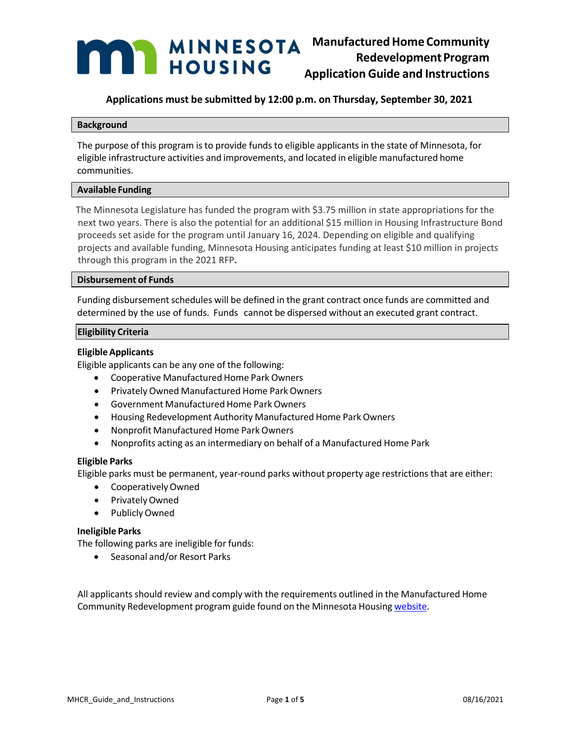# Manufactured Home Community Redevelopment Program Application Guide and Instructions

**Applications must be submitted by 12:00 p.m. on Thursday, September 30, 2021**

## Background

The purpose of this program is to provide funds to eligible applicants in the state of Minnesota, for eligible infrastructure activities and improvements, and located in eligible manufactured home communities.

## Available Funding

The Minnesota Legislature has funded the program with $3.75 million in state appropriations for the next two years. There is also the potential for an additional $15 million in Housing Infrastructure Bond proceeds set aside for the program until January 16, 2024. Depending on eligible and qualifying projects and available funding, Minnesota Housing anticipates funding at least $10 million in projects through this program in the 2021 RFP**.**

## Disbursement of Funds

Funding disbursement schedules will be defined in the grant contract once funds are committed and determined by the use of funds. Funds cannot be dispersed without an executed grant contract.

## Eligibility Criteria

### Eligible Applicants

Eligible applicants can be any one of the following:

- Cooperative Manufactured Home Park Owners
- Privately Owned Manufactured Home Park Owners
- Government Manufactured Home Park Owners
- Housing Redevelopment Authority Manufactured Home Park Owners
- Nonprofit Manufactured Home Park Owners
- Nonprofits acting as an intermediary on behalf of a Manufactured Home Park

### Eligible Parks

Eligible parks must be permanent, year-round parks without property age restrictions that are either:

- Cooperatively Owned
- Privately Owned
- Publicly Owned

### Ineligible Parks

The following parks are ineligible for funds:

- Seasonal and/or Resort Parks

All applicants should review and comply with the requirements outlined in the Manufactured Home Community Redevelopment program guide found on the Minnesota Housing website.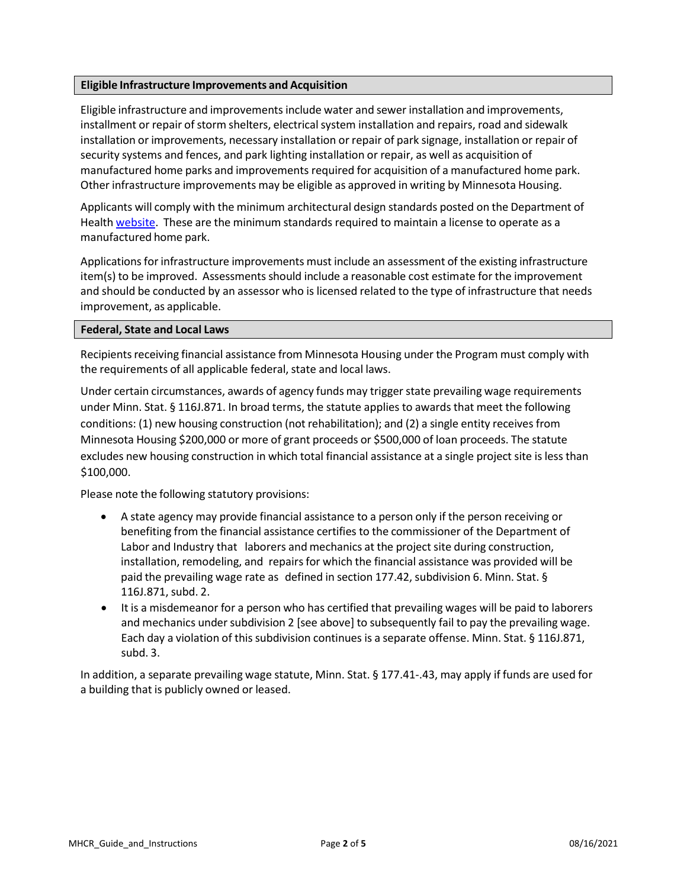## Eligible Infrastructure Improvements and Acquisition

Eligible infrastructure and improvements include water and sewer installation and improvements, installment or repair of storm shelters, electrical system installation and repairs, road and sidewalk installation or improvements, necessary installation or repair of park signage, installation or repair of security systems and fences, and park lighting installation or repair, as well as acquisition of manufactured home parks and improvements required for acquisition of a manufactured home park. Other infrastructure improvements may be eligible as approved in writing by Minnesota Housing.

Applicants will comply with the minimum architectural design standards posted on the Department of Health website. These are the minimum standards required to maintain a license to operate as a manufactured home park.

Applications for infrastructure improvements must include an assessment of the existing infrastructure item(s) to be improved. Assessments should include a reasonable cost estimate for the improvement and should be conducted by an assessor who is licensed related to the type of infrastructure that needs improvement, as applicable.

## Federal, State and Local Laws

Recipients receiving financial assistance from Minnesota Housing under the Program must comply with the requirements of all applicable federal, state and local laws.

Under certain circumstances, awards of agency funds may trigger state prevailing wage requirements under Minn. Stat. § 116J.871. In broad terms, the statute applies to awards that meet the following conditions: (1) new housing construction (not rehabilitation); and (2) a single entity receives from Minnesota Housing $200,000 or more of grant proceeds or $500,000 of loan proceeds. The statute excludes new housing construction in which total financial assistance at a single project site is less than $100,000.

Please note the following statutory provisions:

- A state agency may provide financial assistance to a person only if the person receiving or benefiting from the financial assistance certifies to the commissioner of the Department of Labor and Industry that laborers and mechanics at the project site during construction, installation, remodeling, and repairs for which the financial assistance was provided will be paid the prevailing wage rate as defined in section 177.42, subdivision 6. Minn. Stat. § 116J.871, subd. 2.
- It is a misdemeanor for a person who has certified that prevailing wages will be paid to laborers and mechanics under subdivision 2 [see above] to subsequently fail to pay the prevailing wage. Each day a violation of this subdivision continues is a separate offense. Minn. Stat. § 116J.871, subd. 3.

In addition, a separate prevailing wage statute, Minn. Stat. § 177.41-.43, may apply if funds are used for a building that is publicly owned or leased.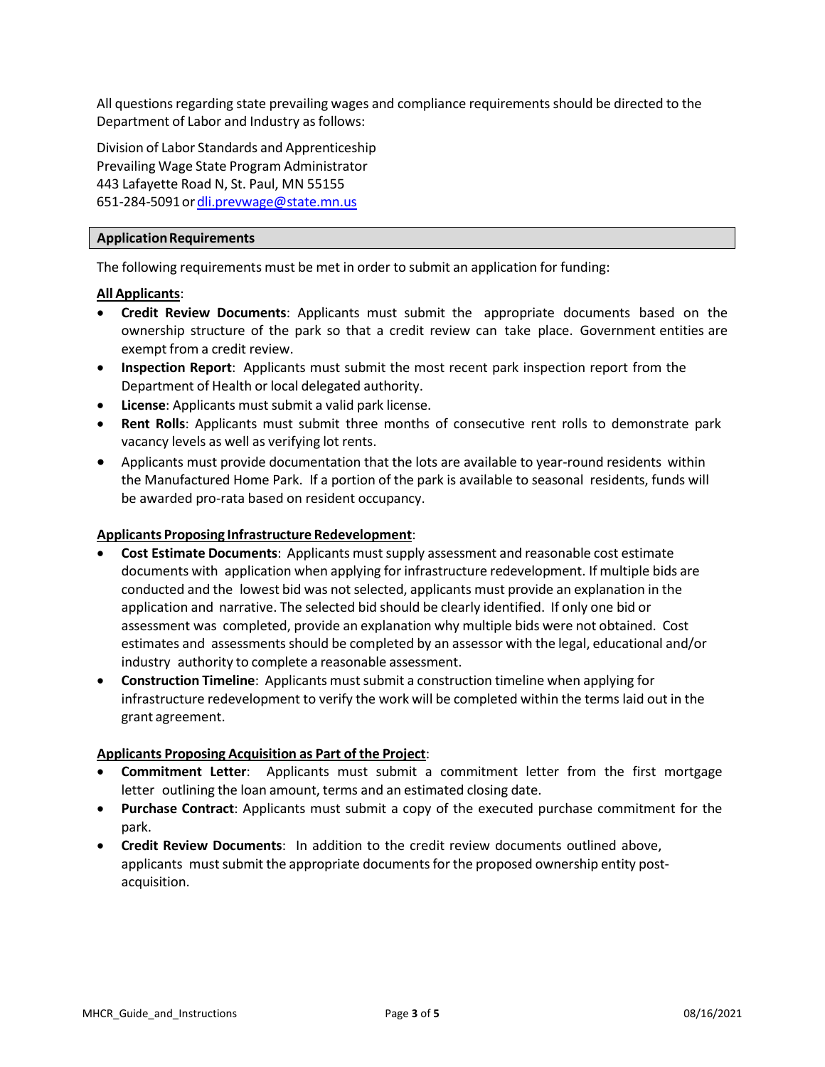All questions regarding state prevailing wages and compliance requirements should be directed to the Department of Labor and Industry as follows:

Division of Labor Standards and Apprenticeship
Prevailing Wage State Program Administrator
443 Lafayette Road N, St. Paul, MN 55155
651-284-5091 or dli.prevwage@state.mn.us

## Application Requirements

The following requirements must be met in order to submit an application for funding:

**All Applicants**:

- **Credit Review Documents**: Applicants must submit the appropriate documents based on the ownership structure of the park so that a credit review can take place. Government entities are exempt from a credit review.
- **Inspection Report**: Applicants must submit the most recent park inspection report from the Department of Health or local delegated authority.
- **License**: Applicants must submit a valid park license.
- **Rent Rolls**: Applicants must submit three months of consecutive rent rolls to demonstrate park vacancy levels as well as verifying lot rents.
- Applicants must provide documentation that the lots are available to year-round residents within the Manufactured Home Park. If a portion of the park is available to seasonal residents, funds will be awarded pro-rata based on resident occupancy.

**Applicants Proposing Infrastructure Redevelopment**:

- **Cost Estimate Documents**: Applicants must supply assessment and reasonable cost estimate documents with application when applying for infrastructure redevelopment. If multiple bids are conducted and the lowest bid was not selected, applicants must provide an explanation in the application and narrative. The selected bid should be clearly identified. If only one bid or assessment was completed, provide an explanation why multiple bids were not obtained. Cost estimates and assessments should be completed by an assessor with the legal, educational and/or industry authority to complete a reasonable assessment.
- **Construction Timeline**: Applicants must submit a construction timeline when applying for infrastructure redevelopment to verify the work will be completed within the terms laid out in the grant agreement.

**Applicants Proposing Acquisition as Part of the Project**:

- **Commitment Letter**: Applicants must submit a commitment letter from the first mortgage letter outlining the loan amount, terms and an estimated closing date.
- **Purchase Contract**: Applicants must submit a copy of the executed purchase commitment for the park.
- **Credit Review Documents**: In addition to the credit review documents outlined above, applicants must submit the appropriate documents for the proposed ownership entity post-acquisition.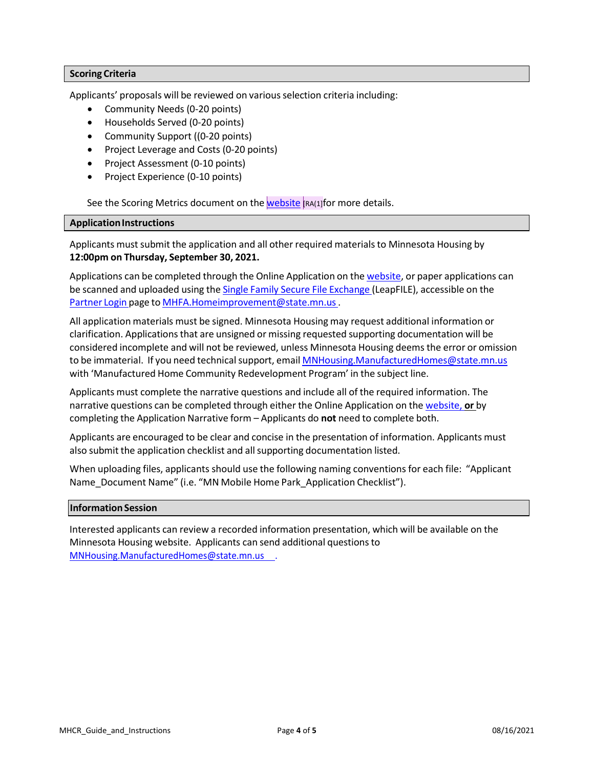## Scoring Criteria

Applicants' proposals will be reviewed on various selection criteria including:

- Community Needs (0-20 points)
- Households Served (0-20 points)
- Community Support ((0-20 points)
- Project Leverage and Costs (0-20 points)
- Project Assessment (0-10 points)
- Project Experience (0-10 points)

See the Scoring Metrics document on the website [RA(1]for more details.

## Application Instructions

Applicants must submit the application and all other required materials to Minnesota Housing by **12:00pm on Thursday, September 30, 2021.**

Applications can be completed through the Online Application on the website, or paper applications can be scanned and uploaded using the Single Family Secure File Exchange (LeapFILE), accessible on the Partner Login page to MHFA.Homeimprovement@state.mn.us.

All application materials must be signed. Minnesota Housing may request additional information or clarification. Applications that are unsigned or missing requested supporting documentation will be considered incomplete and will not be reviewed, unless Minnesota Housing deems the error or omission to be immaterial. If you need technical support, email MNHousing.ManufacturedHomes@state.mn.us with 'Manufactured Home Community Redevelopment Program' in the subject line.

Applicants must complete the narrative questions and include all of the required information. The narrative questions can be completed through either the Online Application on the website, **or** by completing the Application Narrative form – Applicants do **not** need to complete both.

Applicants are encouraged to be clear and concise in the presentation of information. Applicants must also submit the application checklist and all supporting documentation listed.

When uploading files, applicants should use the following naming conventions for each file: "Applicant Name_Document Name" (i.e. "MN Mobile Home Park_Application Checklist").

## Information Session

Interested applicants can review a recorded information presentation, which will be available on the Minnesota Housing website. Applicants can send additional questions to MNHousing.ManufacturedHomes@state.mn.us.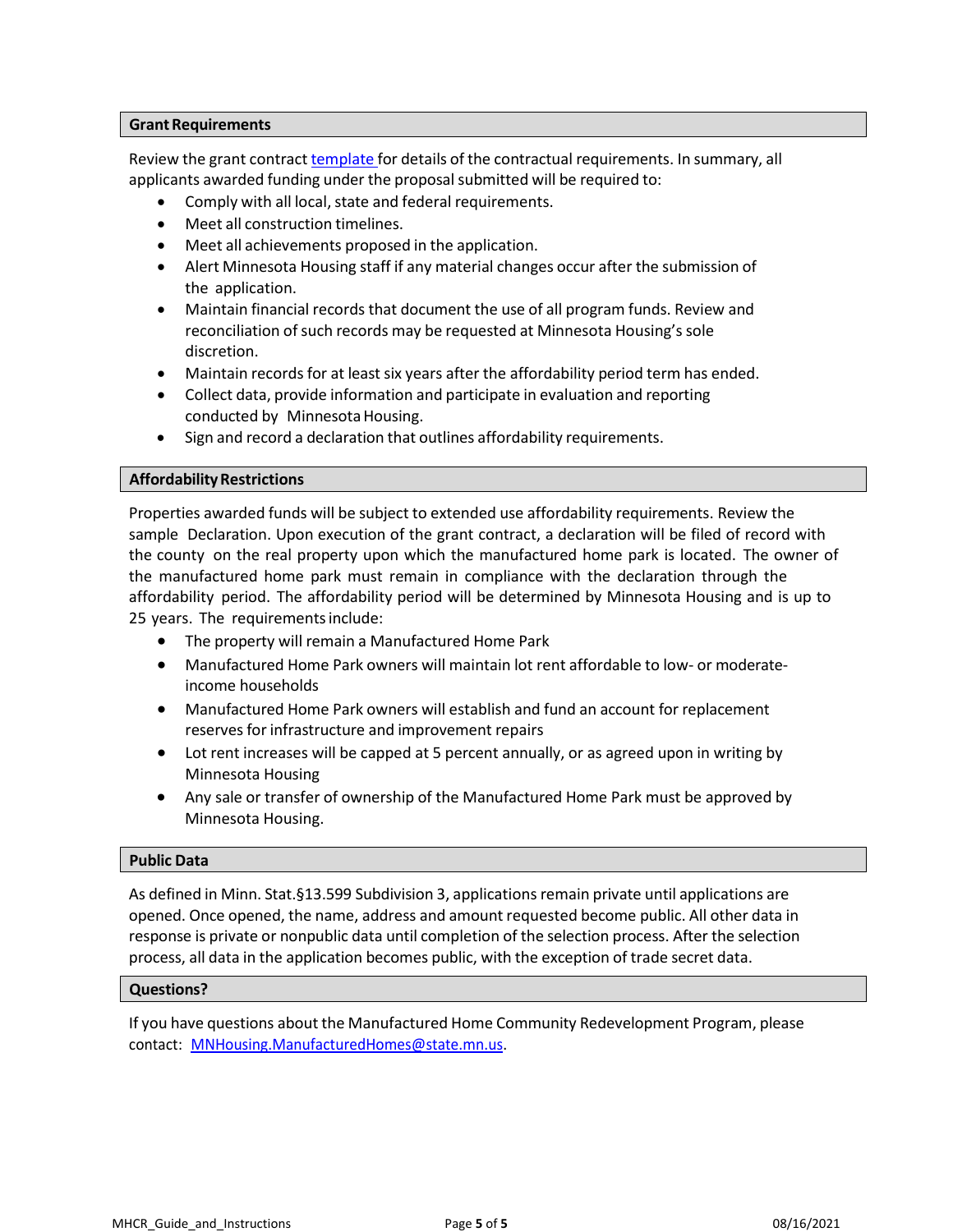## Grant Requirements

Review the grant contract template for details of the contractual requirements. In summary, all applicants awarded funding under the proposal submitted will be required to:

- Comply with all local, state and federal requirements.
- Meet all construction timelines.
- Meet all achievements proposed in the application.
- Alert Minnesota Housing staff if any material changes occur after the submission of the application.
- Maintain financial records that document the use of all program funds. Review and reconciliation of such records may be requested at Minnesota Housing's sole discretion.
- Maintain records for at least six years after the affordability period term has ended.
- Collect data, provide information and participate in evaluation and reporting conducted by Minnesota Housing.
- Sign and record a declaration that outlines affordability requirements.

## Affordability Restrictions

Properties awarded funds will be subject to extended use affordability requirements. Review the sample Declaration. Upon execution of the grant contract, a declaration will be filed of record with the county on the real property upon which the manufactured home park is located. The owner of the manufactured home park must remain in compliance with the declaration through the affordability period. The affordability period will be determined by Minnesota Housing and is up to 25 years. The requirements include:

- The property will remain a Manufactured Home Park
- Manufactured Home Park owners will maintain lot rent affordable to low- or moderate-income households
- Manufactured Home Park owners will establish and fund an account for replacement reserves for infrastructure and improvement repairs
- Lot rent increases will be capped at 5 percent annually, or as agreed upon in writing by Minnesota Housing
- Any sale or transfer of ownership of the Manufactured Home Park must be approved by Minnesota Housing.

## Public Data

As defined in Minn. Stat.§13.599 Subdivision 3, applications remain private until applications are opened. Once opened, the name, address and amount requested become public. All other data in response is private or nonpublic data until completion of the selection process. After the selection process, all data in the application becomes public, with the exception of trade secret data.

## Questions?

If you have questions about the Manufactured Home Community Redevelopment Program, please contact: MNHousing.ManufacturedHomes@state.mn.us.